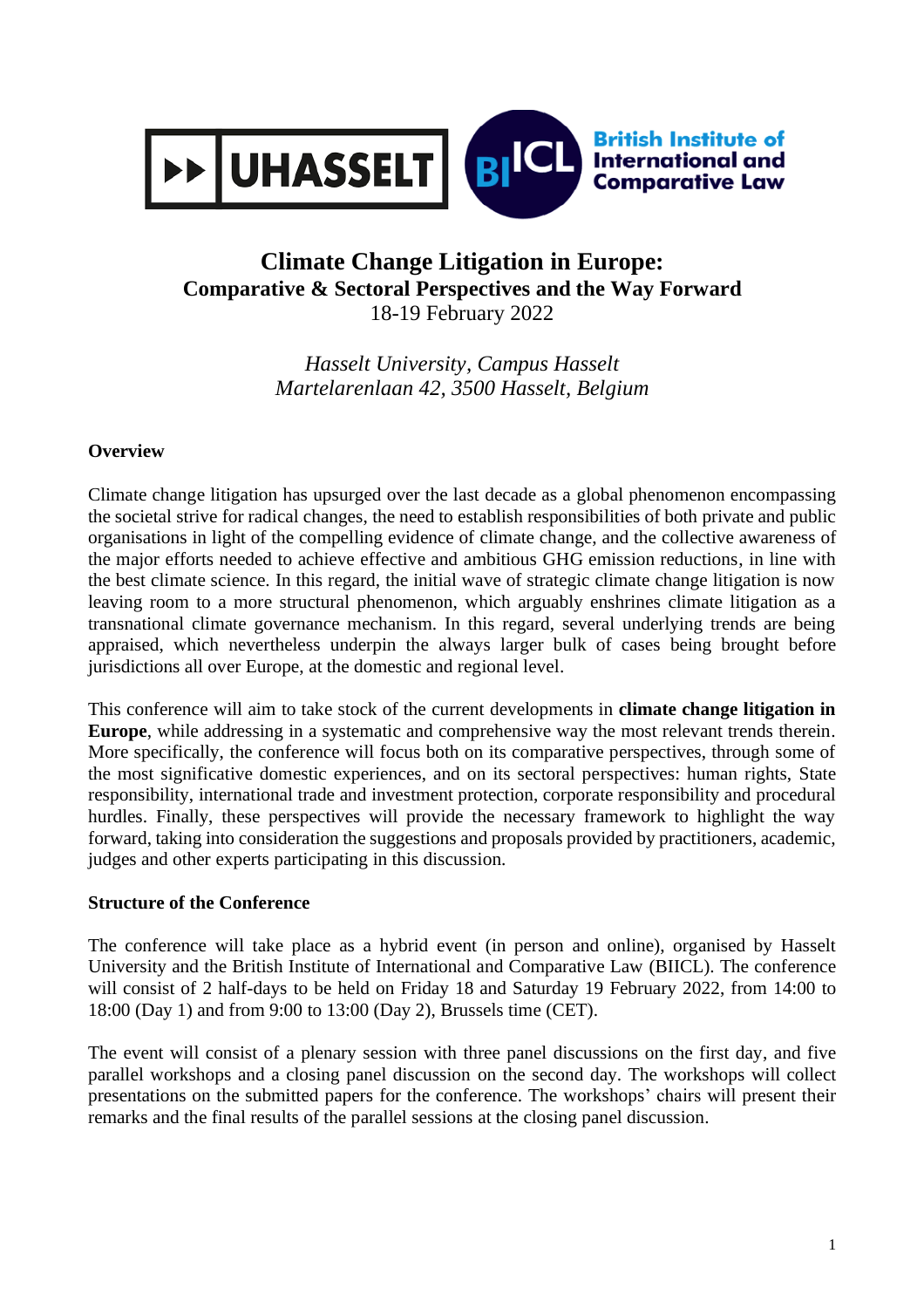# Climate Change Litigation in Europe:

## Comparative & Sectoral Perspectives and the Way Forward

18-19 February 2022

*Hasselt University, Campus Hasselt*
*Martelarenlaan 42, 3500 Hasselt, Belgium*

### Overview

Climate change litigation has upsurged over the last decade as a global phenomenon encompassing the societal strive for radical changes, the need to establish responsibilities of both private and public organisations in light of the compelling evidence of climate change, and the collective awareness of the major efforts needed to achieve effective and ambitious GHG emission reductions, in line with the best climate science. In this regard, the initial wave of strategic climate change litigation is now leaving room to a more structural phenomenon, which arguably enshrines climate litigation as a transnational climate governance mechanism. In this regard, several underlying trends are being appraised, which nevertheless underpin the always larger bulk of cases being brought before jurisdictions all over Europe, at the domestic and regional level.

This conference will aim to take stock of the current developments in **climate change litigation in Europe**, while addressing in a systematic and comprehensive way the most relevant trends therein. More specifically, the conference will focus both on its comparative perspectives, through some of the most significative domestic experiences, and on its sectoral perspectives: human rights, State responsibility, international trade and investment protection, corporate responsibility and procedural hurdles. Finally, these perspectives will provide the necessary framework to highlight the way forward, taking into consideration the suggestions and proposals provided by practitioners, academic, judges and other experts participating in this discussion.

### Structure of the Conference

The conference will take place as a hybrid event (in person and online), organised by Hasselt University and the British Institute of International and Comparative Law (BIICL). The conference will consist of 2 half-days to be held on Friday 18 and Saturday 19 February 2022, from 14:00 to 18:00 (Day 1) and from 9:00 to 13:00 (Day 2), Brussels time (CET).

The event will consist of a plenary session with three panel discussions on the first day, and five parallel workshops and a closing panel discussion on the second day. The workshops will collect presentations on the submitted papers for the conference. The workshops' chairs will present their remarks and the final results of the parallel sessions at the closing panel discussion.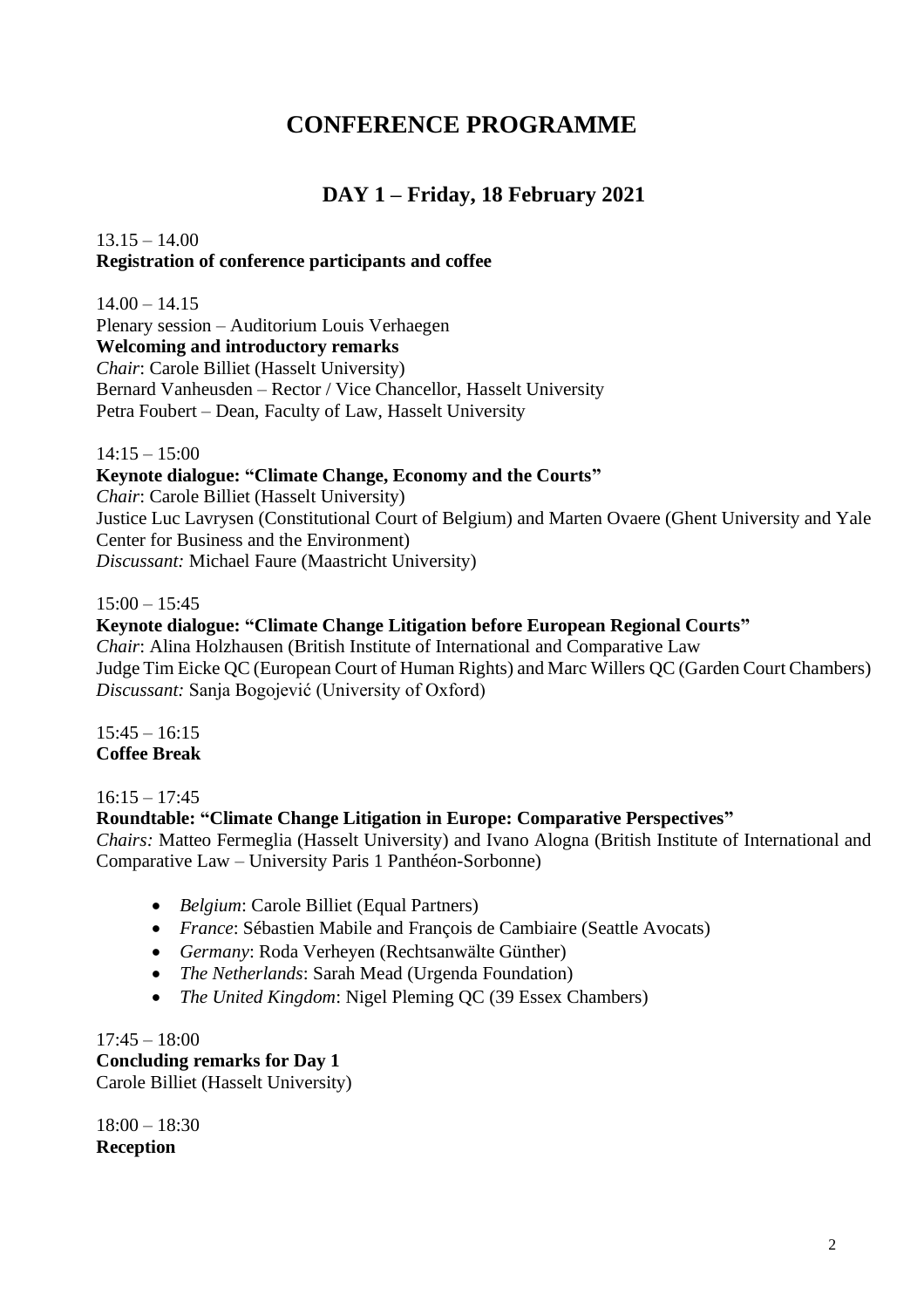# CONFERENCE PROGRAMME

## DAY 1 – Friday, 18 February 2021

13.15 – 14.00
**Registration of conference participants and coffee**

14.00 – 14.15
Plenary session – Auditorium Louis Verhaegen
**Welcoming and introductory remarks**
*Chair*: Carole Billiet (Hasselt University)
Bernard Vanheusden – Rector / Vice Chancellor, Hasselt University
Petra Foubert – Dean, Faculty of Law, Hasselt University

14:15 – 15:00
**Keynote dialogue: "Climate Change, Economy and the Courts"**
*Chair*: Carole Billiet (Hasselt University)
Justice Luc Lavrysen (Constitutional Court of Belgium) and Marten Ovaere (Ghent University and Yale Center for Business and the Environment)
*Discussant:* Michael Faure (Maastricht University)

15:00 – 15:45
**Keynote dialogue: "Climate Change Litigation before European Regional Courts"**
*Chair*: Alina Holzhausen (British Institute of International and Comparative Law
Judge Tim Eicke QC (European Court of Human Rights) and Marc Willers QC (Garden Court Chambers)
*Discussant:* Sanja Bogojević (University of Oxford)

15:45 – 16:15
**Coffee Break**

16:15 – 17:45
**Roundtable: "Climate Change Litigation in Europe: Comparative Perspectives"**
*Chairs:* Matteo Fermeglia (Hasselt University) and Ivano Alogna (British Institute of International and Comparative Law – University Paris 1 Panthéon-Sorbonne)

- *Belgium*: Carole Billiet (Equal Partners)
- *France*: Sébastien Mabile and François de Cambiaire (Seattle Avocats)
- *Germany*: Roda Verheyen (Rechtsanwälte Günther)
- *The Netherlands*: Sarah Mead (Urgenda Foundation)
- *The United Kingdom*: Nigel Pleming QC (39 Essex Chambers)

17:45 – 18:00
**Concluding remarks for Day 1**
Carole Billiet (Hasselt University)

18:00 – 18:30
**Reception**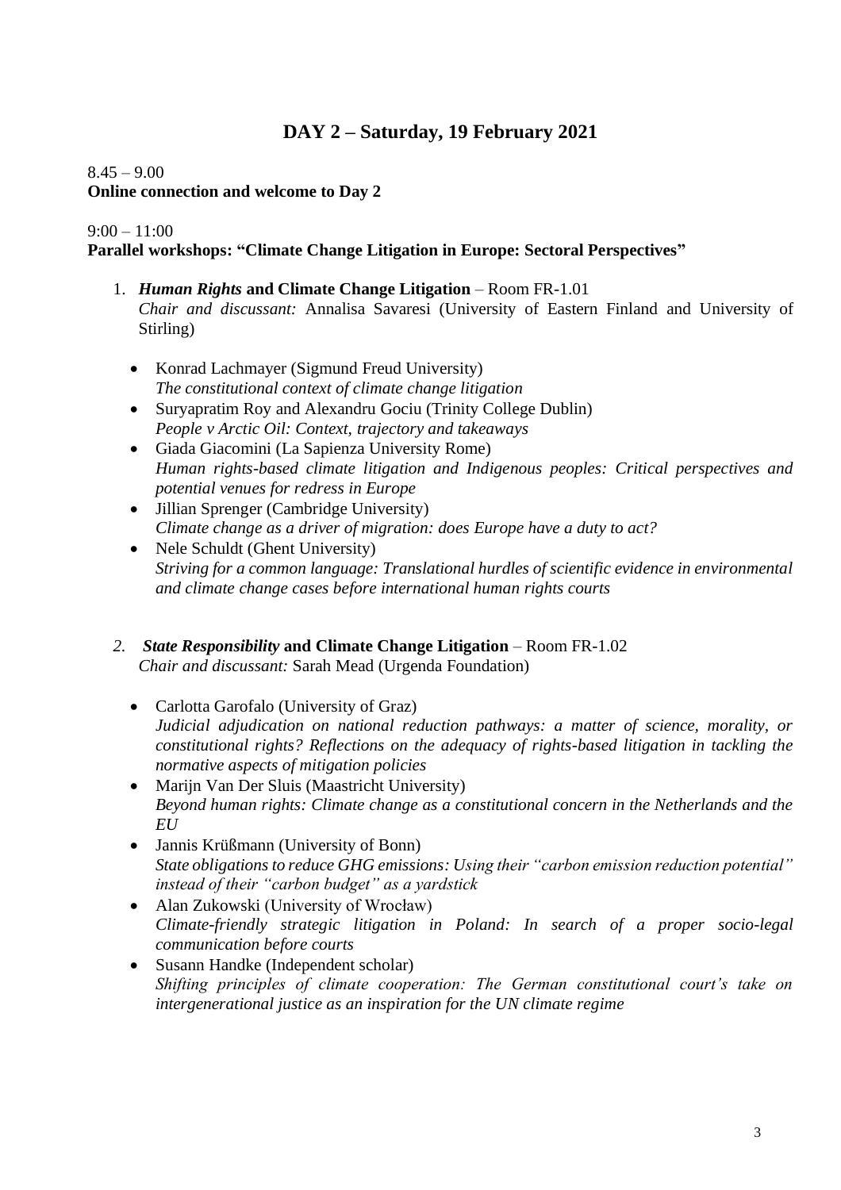## DAY 2 – Saturday, 19 February 2021

8.45 – 9.00
**Online connection and welcome to Day 2**

9:00 – 11:00
**Parallel workshops: "Climate Change Litigation in Europe: Sectoral Perspectives"**

1. ***Human Rights* and Climate Change Litigation** – Room FR-1.01
   *Chair and discussant:* Annalisa Savaresi (University of Eastern Finland and University of Stirling)

   - Konrad Lachmayer (Sigmund Freud University)
     *The constitutional context of climate change litigation*
   - Suryapratim Roy and Alexandru Gociu (Trinity College Dublin)
     *People v Arctic Oil: Context, trajectory and takeaways*
   - Giada Giacomini (La Sapienza University Rome)
     *Human rights-based climate litigation and Indigenous peoples: Critical perspectives and potential venues for redress in Europe*
   - Jillian Sprenger (Cambridge University)
     *Climate change as a driver of migration: does Europe have a duty to act?*
   - Nele Schuldt (Ghent University)
     *Striving for a common language: Translational hurdles of scientific evidence in environmental and climate change cases before international human rights courts*

2. ***State Responsibility* and Climate Change Litigation** – Room FR-1.02
   *Chair and discussant:* Sarah Mead (Urgenda Foundation)

   - Carlotta Garofalo (University of Graz)
     *Judicial adjudication on national reduction pathways: a matter of science, morality, or constitutional rights? Reflections on the adequacy of rights-based litigation in tackling the normative aspects of mitigation policies*
   - Marijn Van Der Sluis (Maastricht University)
     *Beyond human rights: Climate change as a constitutional concern in the Netherlands and the EU*
   - Jannis Krüßmann (University of Bonn)
     *State obligations to reduce GHG emissions: Using their "carbon emission reduction potential" instead of their "carbon budget" as a yardstick*
   - Alan Zukowski (University of Wrocław)
     *Climate-friendly strategic litigation in Poland: In search of a proper socio-legal communication before courts*
   - Susann Handke (Independent scholar)
     *Shifting principles of climate cooperation: The German constitutional court's take on intergenerational justice as an inspiration for the UN climate regime*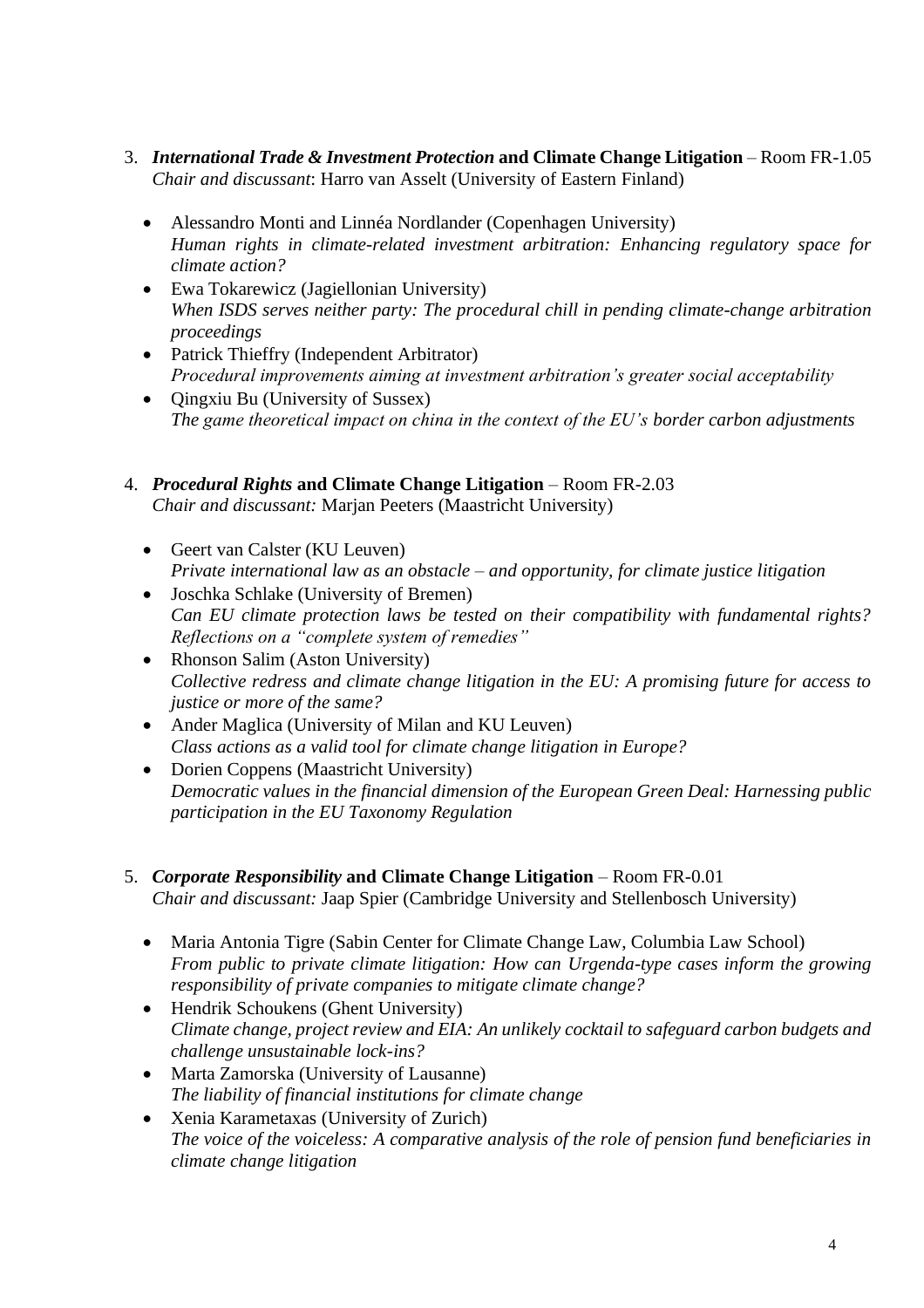3. ***International Trade & Investment Protection* and Climate Change Litigation** – Room FR-1.05
   *Chair and discussant*: Harro van Asselt (University of Eastern Finland)

   - Alessandro Monti and Linnéa Nordlander (Copenhagen University)
     *Human rights in climate-related investment arbitration: Enhancing regulatory space for climate action?*
   - Ewa Tokarewicz (Jagiellonian University)
     *When ISDS serves neither party: The procedural chill in pending climate-change arbitration proceedings*
   - Patrick Thieffry (Independent Arbitrator)
     *Procedural improvements aiming at investment arbitration's greater social acceptability*
   - Qingxiu Bu (University of Sussex)
     *The game theoretical impact on china in the context of the EU's border carbon adjustments*

4. ***Procedural Rights* and Climate Change Litigation** – Room FR-2.03
   *Chair and discussant:* Marjan Peeters (Maastricht University)

   - Geert van Calster (KU Leuven)
     *Private international law as an obstacle – and opportunity, for climate justice litigation*
   - Joschka Schlake (University of Bremen)
     *Can EU climate protection laws be tested on their compatibility with fundamental rights? Reflections on a "complete system of remedies"*
   - Rhonson Salim (Aston University)
     *Collective redress and climate change litigation in the EU: A promising future for access to justice or more of the same?*
   - Ander Maglica (University of Milan and KU Leuven)
     *Class actions as a valid tool for climate change litigation in Europe?*
   - Dorien Coppens (Maastricht University)
     *Democratic values in the financial dimension of the European Green Deal: Harnessing public participation in the EU Taxonomy Regulation*

5. ***Corporate Responsibility* and Climate Change Litigation** – Room FR-0.01
   *Chair and discussant:* Jaap Spier (Cambridge University and Stellenbosch University)

   - Maria Antonia Tigre (Sabin Center for Climate Change Law, Columbia Law School)
     *From public to private climate litigation: How can Urgenda-type cases inform the growing responsibility of private companies to mitigate climate change?*
   - Hendrik Schoukens (Ghent University)
     *Climate change, project review and EIA: An unlikely cocktail to safeguard carbon budgets and challenge unsustainable lock-ins?*
   - Marta Zamorska (University of Lausanne)
     *The liability of financial institutions for climate change*
   - Xenia Karametaxas (University of Zurich)
     *The voice of the voiceless: A comparative analysis of the role of pension fund beneficiaries in climate change litigation*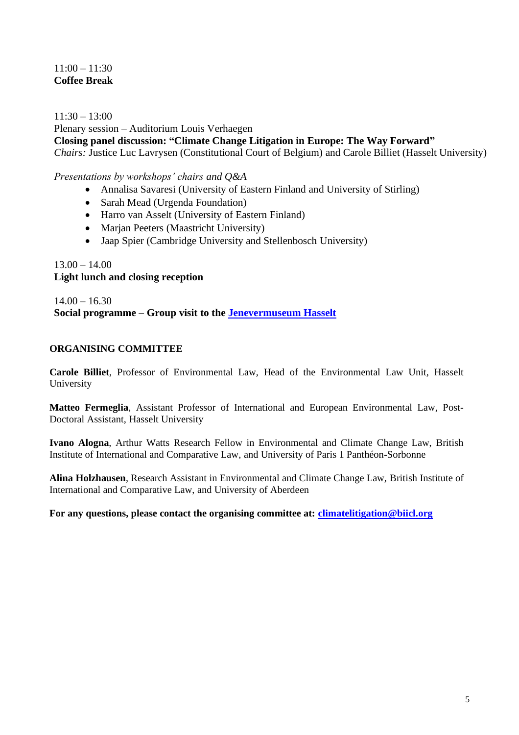11:00 – 11:30
**Coffee Break**

11:30 – 13:00
Plenary session – Auditorium Louis Verhaegen
**Closing panel discussion: "Climate Change Litigation in Europe: The Way Forward"**
*Chairs:* Justice Luc Lavrysen (Constitutional Court of Belgium) and Carole Billiet (Hasselt University)

*Presentations by workshops' chairs and Q&A*

- Annalisa Savaresi (University of Eastern Finland and University of Stirling)
- Sarah Mead (Urgenda Foundation)
- Harro van Asselt (University of Eastern Finland)
- Marjan Peeters (Maastricht University)
- Jaap Spier (Cambridge University and Stellenbosch University)

13.00 – 14.00
**Light lunch and closing reception**

14.00 – 16.30
**Social programme – Group visit to the Jenevermuseum Hasselt**

## ORGANISING COMMITTEE

**Carole Billiet**, Professor of Environmental Law, Head of the Environmental Law Unit, Hasselt University

**Matteo Fermeglia**, Assistant Professor of International and European Environmental Law, Post-Doctoral Assistant, Hasselt University

**Ivano Alogna**, Arthur Watts Research Fellow in Environmental and Climate Change Law, British Institute of International and Comparative Law, and University of Paris 1 Panthéon-Sorbonne

**Alina Holzhausen**, Research Assistant in Environmental and Climate Change Law, British Institute of International and Comparative Law, and University of Aberdeen

**For any questions, please contact the organising committee at: climatelitigation@biicl.org**